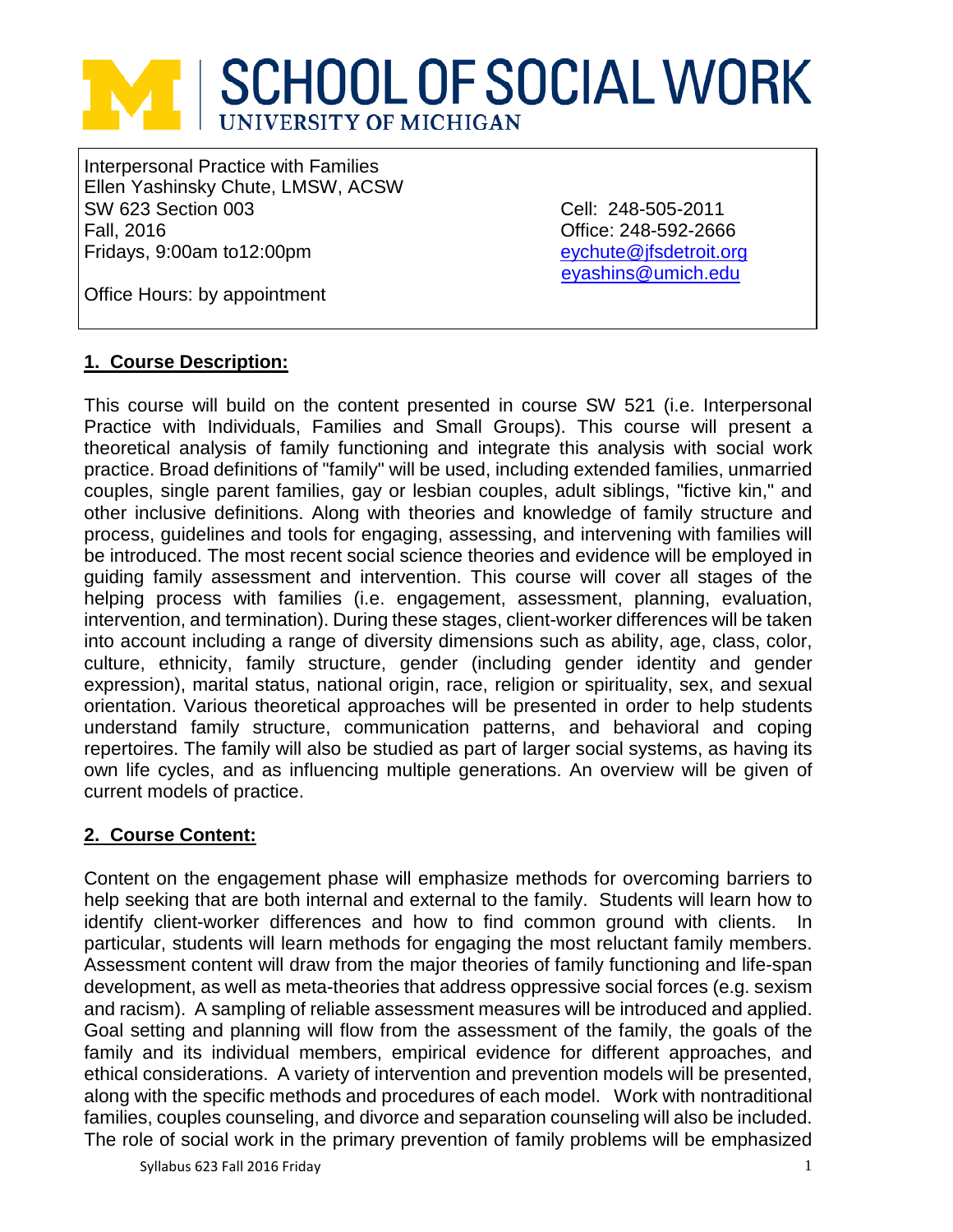# SCHOOL OF SOCIAL WORK
UNIVERSITY OF MICHIGAN

Interpersonal Practice with Families
Ellen Yashinsky Chute, LMSW, ACSW
SW 623 Section 003
Fall, 2016
Fridays, 9:00am to12:00pm

Cell: 248-505-2011
Office: 248-592-2666
eychute@jfsdetroit.org
eyashins@umich.edu

Office Hours: by appointment

## 1. Course Description:

This course will build on the content presented in course SW 521 (i.e. Interpersonal Practice with Individuals, Families and Small Groups). This course will present a theoretical analysis of family functioning and integrate this analysis with social work practice. Broad definitions of "family" will be used, including extended families, unmarried couples, single parent families, gay or lesbian couples, adult siblings, "fictive kin," and other inclusive definitions. Along with theories and knowledge of family structure and process, guidelines and tools for engaging, assessing, and intervening with families will be introduced. The most recent social science theories and evidence will be employed in guiding family assessment and intervention. This course will cover all stages of the helping process with families (i.e. engagement, assessment, planning, evaluation, intervention, and termination). During these stages, client-worker differences will be taken into account including a range of diversity dimensions such as ability, age, class, color, culture, ethnicity, family structure, gender (including gender identity and gender expression), marital status, national origin, race, religion or spirituality, sex, and sexual orientation. Various theoretical approaches will be presented in order to help students understand family structure, communication patterns, and behavioral and coping repertoires. The family will also be studied as part of larger social systems, as having its own life cycles, and as influencing multiple generations. An overview will be given of current models of practice.

## 2. Course Content:

Content on the engagement phase will emphasize methods for overcoming barriers to help seeking that are both internal and external to the family. Students will learn how to identify client-worker differences and how to find common ground with clients. In particular, students will learn methods for engaging the most reluctant family members. Assessment content will draw from the major theories of family functioning and life-span development, as well as meta-theories that address oppressive social forces (e.g. sexism and racism). A sampling of reliable assessment measures will be introduced and applied. Goal setting and planning will flow from the assessment of the family, the goals of the family and its individual members, empirical evidence for different approaches, and ethical considerations. A variety of intervention and prevention models will be presented, along with the specific methods and procedures of each model. Work with nontraditional families, couples counseling, and divorce and separation counseling will also be included. The role of social work in the primary prevention of family problems will be emphasized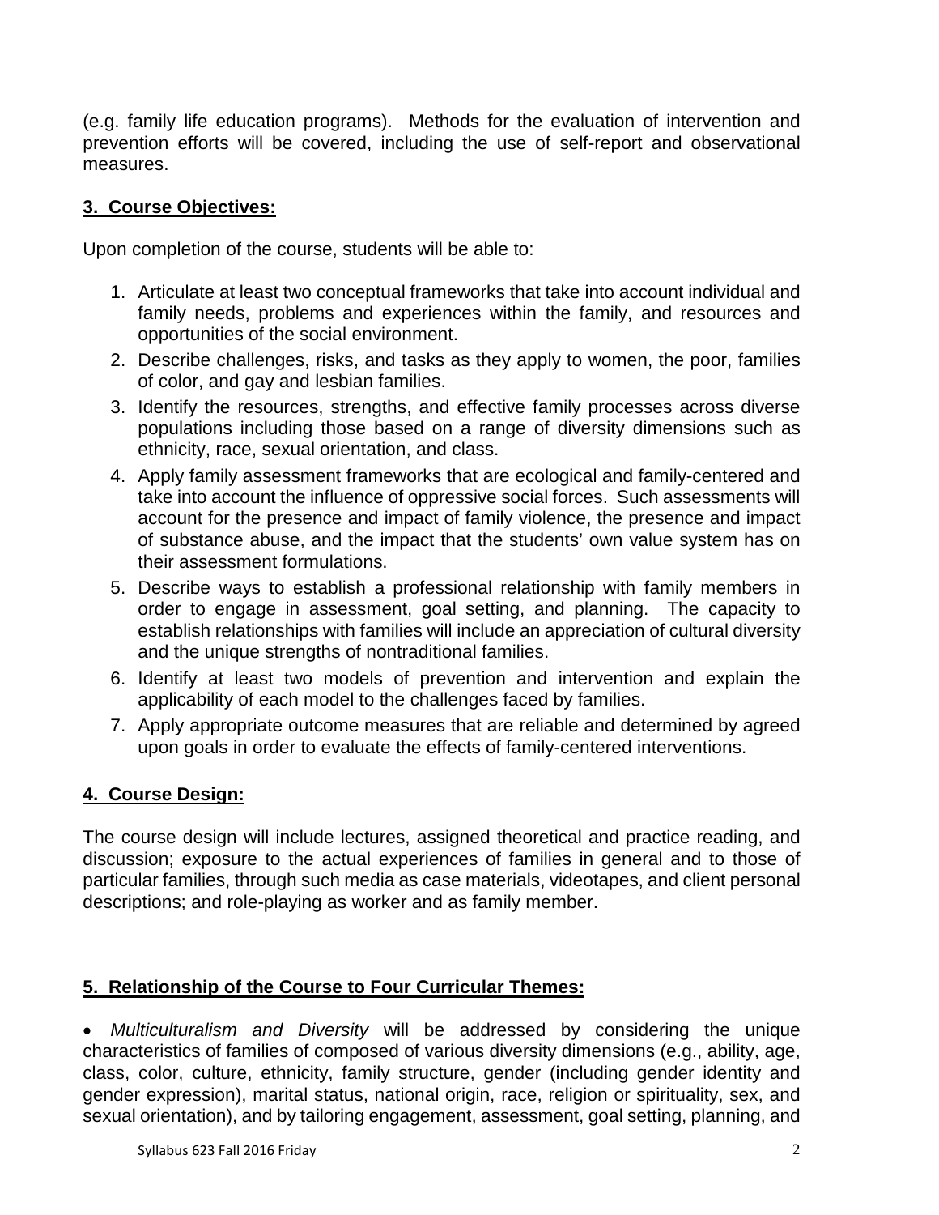(e.g. family life education programs). Methods for the evaluation of intervention and prevention efforts will be covered, including the use of self-report and observational measures.

## 3. Course Objectives:

Upon completion of the course, students will be able to:

1. Articulate at least two conceptual frameworks that take into account individual and family needs, problems and experiences within the family, and resources and opportunities of the social environment.
2. Describe challenges, risks, and tasks as they apply to women, the poor, families of color, and gay and lesbian families.
3. Identify the resources, strengths, and effective family processes across diverse populations including those based on a range of diversity dimensions such as ethnicity, race, sexual orientation, and class.
4. Apply family assessment frameworks that are ecological and family-centered and take into account the influence of oppressive social forces. Such assessments will account for the presence and impact of family violence, the presence and impact of substance abuse, and the impact that the students' own value system has on their assessment formulations.
5. Describe ways to establish a professional relationship with family members in order to engage in assessment, goal setting, and planning. The capacity to establish relationships with families will include an appreciation of cultural diversity and the unique strengths of nontraditional families.
6. Identify at least two models of prevention and intervention and explain the applicability of each model to the challenges faced by families.
7. Apply appropriate outcome measures that are reliable and determined by agreed upon goals in order to evaluate the effects of family-centered interventions.

## 4. Course Design:

The course design will include lectures, assigned theoretical and practice reading, and discussion; exposure to the actual experiences of families in general and to those of particular families, through such media as case materials, videotapes, and client personal descriptions; and role-playing as worker and as family member.

## 5. Relationship of the Course to Four Curricular Themes:

- *Multiculturalism and Diversity* will be addressed by considering the unique characteristics of families of composed of various diversity dimensions (e.g., ability, age, class, color, culture, ethnicity, family structure, gender (including gender identity and gender expression), marital status, national origin, race, religion or spirituality, sex, and sexual orientation), and by tailoring engagement, assessment, goal setting, planning, and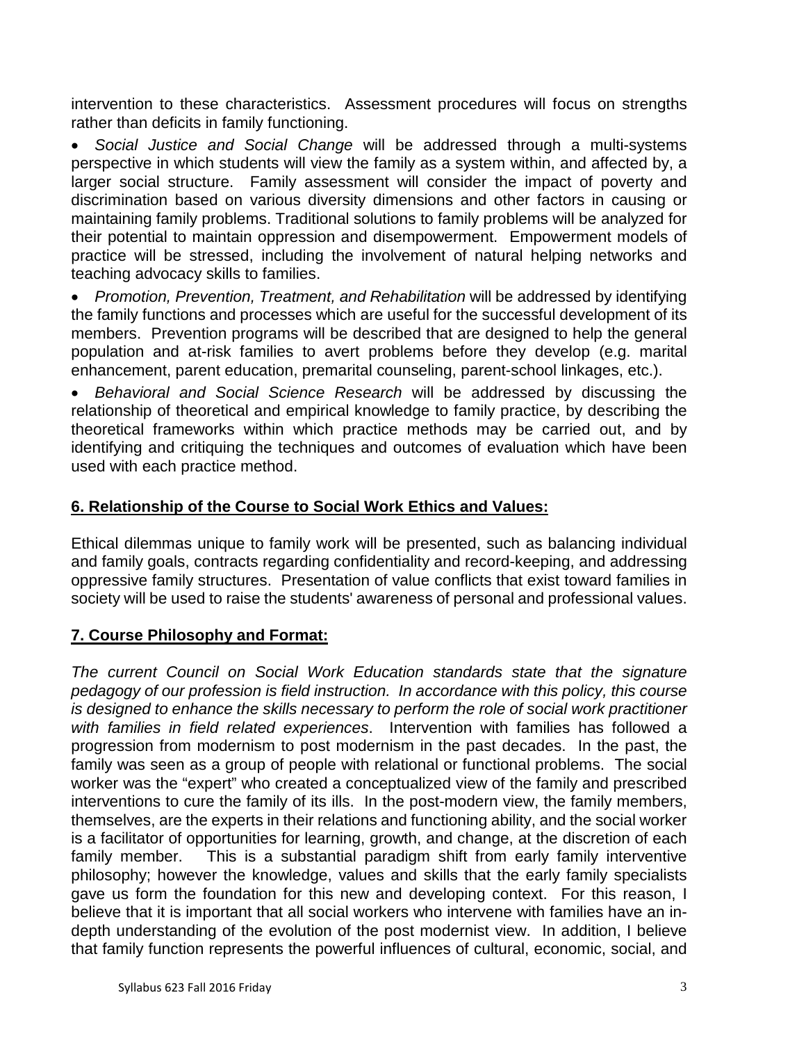intervention to these characteristics. Assessment procedures will focus on strengths rather than deficits in family functioning.

- *Social Justice and Social Change* will be addressed through a multi-systems perspective in which students will view the family as a system within, and affected by, a larger social structure. Family assessment will consider the impact of poverty and discrimination based on various diversity dimensions and other factors in causing or maintaining family problems. Traditional solutions to family problems will be analyzed for their potential to maintain oppression and disempowerment. Empowerment models of practice will be stressed, including the involvement of natural helping networks and teaching advocacy skills to families.
- *Promotion, Prevention, Treatment, and Rehabilitation* will be addressed by identifying the family functions and processes which are useful for the successful development of its members. Prevention programs will be described that are designed to help the general population and at-risk families to avert problems before they develop (e.g. marital enhancement, parent education, premarital counseling, parent-school linkages, etc.).
- *Behavioral and Social Science Research* will be addressed by discussing the relationship of theoretical and empirical knowledge to family practice, by describing the theoretical frameworks within which practice methods may be carried out, and by identifying and critiquing the techniques and outcomes of evaluation which have been used with each practice method.

## 6. Relationship of the Course to Social Work Ethics and Values:

Ethical dilemmas unique to family work will be presented, such as balancing individual and family goals, contracts regarding confidentiality and record-keeping, and addressing oppressive family structures. Presentation of value conflicts that exist toward families in society will be used to raise the students' awareness of personal and professional values.

## 7. Course Philosophy and Format:

*The current Council on Social Work Education standards state that the signature pedagogy of our profession is field instruction. In accordance with this policy, this course is designed to enhance the skills necessary to perform the role of social work practitioner with families in field related experiences*. Intervention with families has followed a progression from modernism to post modernism in the past decades. In the past, the family was seen as a group of people with relational or functional problems. The social worker was the "expert" who created a conceptualized view of the family and prescribed interventions to cure the family of its ills. In the post-modern view, the family members, themselves, are the experts in their relations and functioning ability, and the social worker is a facilitator of opportunities for learning, growth, and change, at the discretion of each family member. This is a substantial paradigm shift from early family interventive philosophy; however the knowledge, values and skills that the early family specialists gave us form the foundation for this new and developing context. For this reason, I believe that it is important that all social workers who intervene with families have an in-depth understanding of the evolution of the post modernist view. In addition, I believe that family function represents the powerful influences of cultural, economic, social, and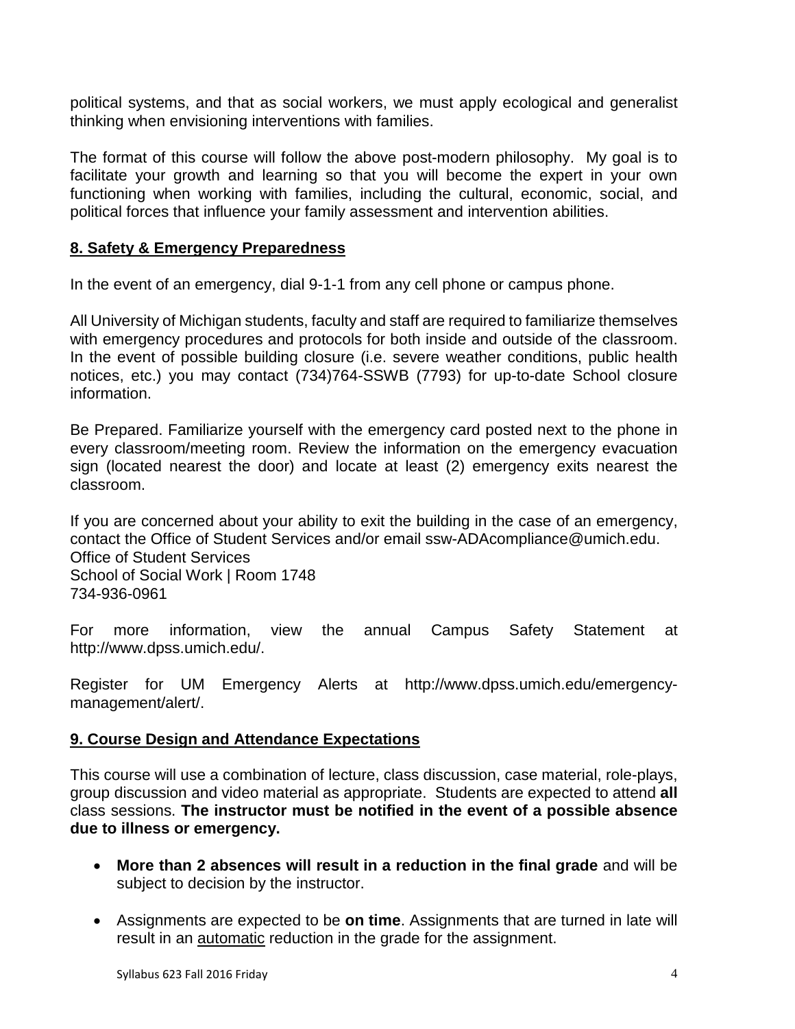political systems, and that as social workers, we must apply ecological and generalist thinking when envisioning interventions with families.

The format of this course will follow the above post-modern philosophy. My goal is to facilitate your growth and learning so that you will become the expert in your own functioning when working with families, including the cultural, economic, social, and political forces that influence your family assessment and intervention abilities.

## 8. Safety & Emergency Preparedness

In the event of an emergency, dial 9-1-1 from any cell phone or campus phone.

All University of Michigan students, faculty and staff are required to familiarize themselves with emergency procedures and protocols for both inside and outside of the classroom. In the event of possible building closure (i.e. severe weather conditions, public health notices, etc.) you may contact (734)764-SSWB (7793) for up-to-date School closure information.

Be Prepared. Familiarize yourself with the emergency card posted next to the phone in every classroom/meeting room. Review the information on the emergency evacuation sign (located nearest the door) and locate at least (2) emergency exits nearest the classroom.

If you are concerned about your ability to exit the building in the case of an emergency, contact the Office of Student Services and/or email ssw-ADAcompliance@umich.edu.
Office of Student Services
School of Social Work | Room 1748
734-936-0961

For more information, view the annual Campus Safety Statement at http://www.dpss.umich.edu/.

Register for UM Emergency Alerts at http://www.dpss.umich.edu/emergency-management/alert/.

## 9. Course Design and Attendance Expectations

This course will use a combination of lecture, class discussion, case material, role-plays, group discussion and video material as appropriate. Students are expected to attend **all** class sessions. **The instructor must be notified in the event of a possible absence due to illness or emergency.**

- **More than 2 absences will result in a reduction in the final grade** and will be subject to decision by the instructor.
- Assignments are expected to be **on time**. Assignments that are turned in late will result in an <u>automatic</u> reduction in the grade for the assignment.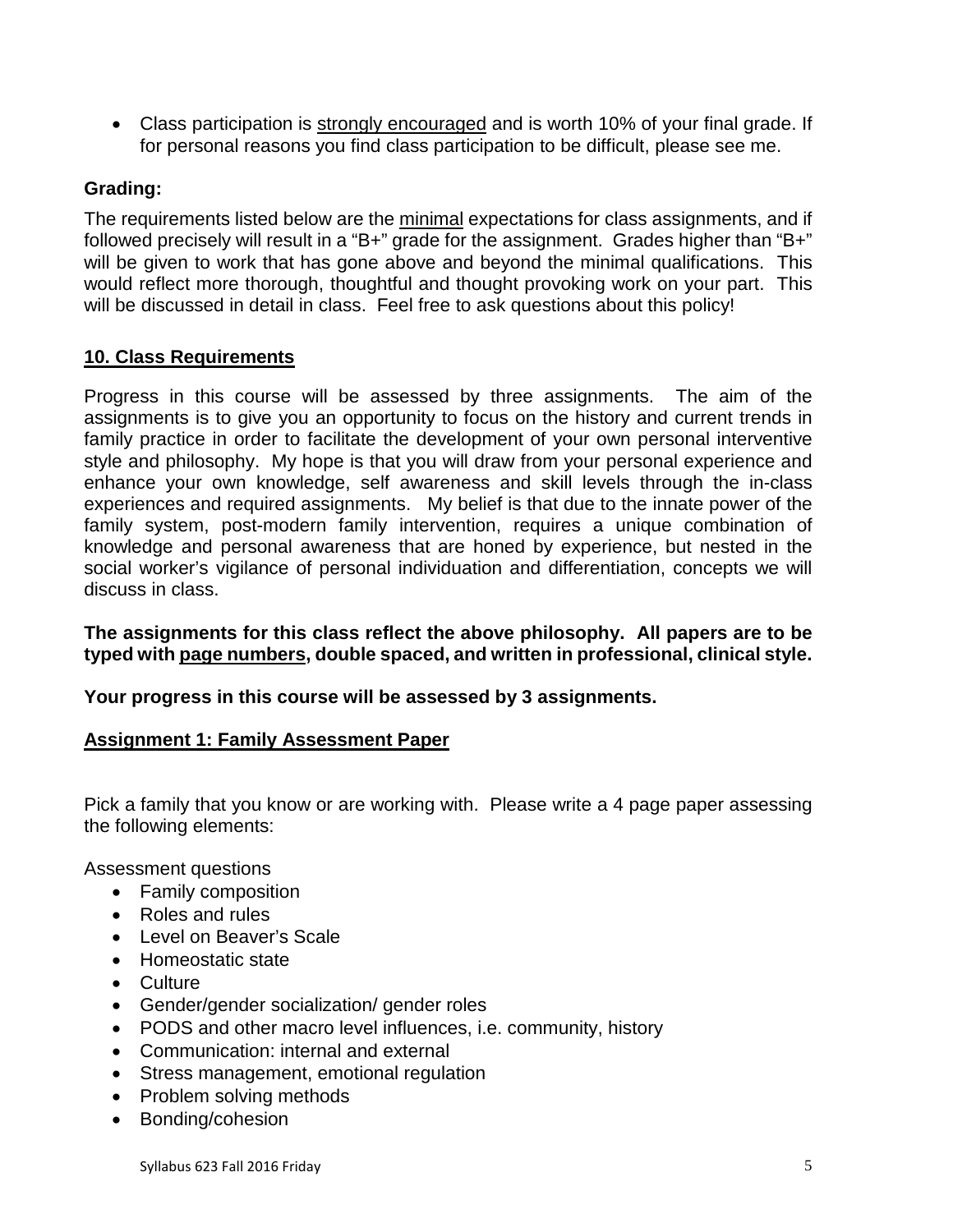- Class participation is strongly encouraged and is worth 10% of your final grade. If for personal reasons you find class participation to be difficult, please see me.

**Grading:**

The requirements listed below are the minimal expectations for class assignments, and if followed precisely will result in a "B+" grade for the assignment. Grades higher than "B+" will be given to work that has gone above and beyond the minimal qualifications. This would reflect more thorough, thoughtful and thought provoking work on your part. This will be discussed in detail in class. Feel free to ask questions about this policy!

## 10. Class Requirements

Progress in this course will be assessed by three assignments. The aim of the assignments is to give you an opportunity to focus on the history and current trends in family practice in order to facilitate the development of your own personal interventive style and philosophy. My hope is that you will draw from your personal experience and enhance your own knowledge, self awareness and skill levels through the in-class experiences and required assignments. My belief is that due to the innate power of the family system, post-modern family intervention, requires a unique combination of knowledge and personal awareness that are honed by experience, but nested in the social worker's vigilance of personal individuation and differentiation, concepts we will discuss in class.

**The assignments for this class reflect the above philosophy. All papers are to be typed with page numbers, double spaced, and written in professional, clinical style.**

**Your progress in this course will be assessed by 3 assignments.**

### Assignment 1: Family Assessment Paper

Pick a family that you know or are working with. Please write a 4 page paper assessing the following elements:

Assessment questions

- Family composition
- Roles and rules
- Level on Beaver's Scale
- Homeostatic state
- Culture
- Gender/gender socialization/ gender roles
- PODS and other macro level influences, i.e. community, history
- Communication: internal and external
- Stress management, emotional regulation
- Problem solving methods
- Bonding/cohesion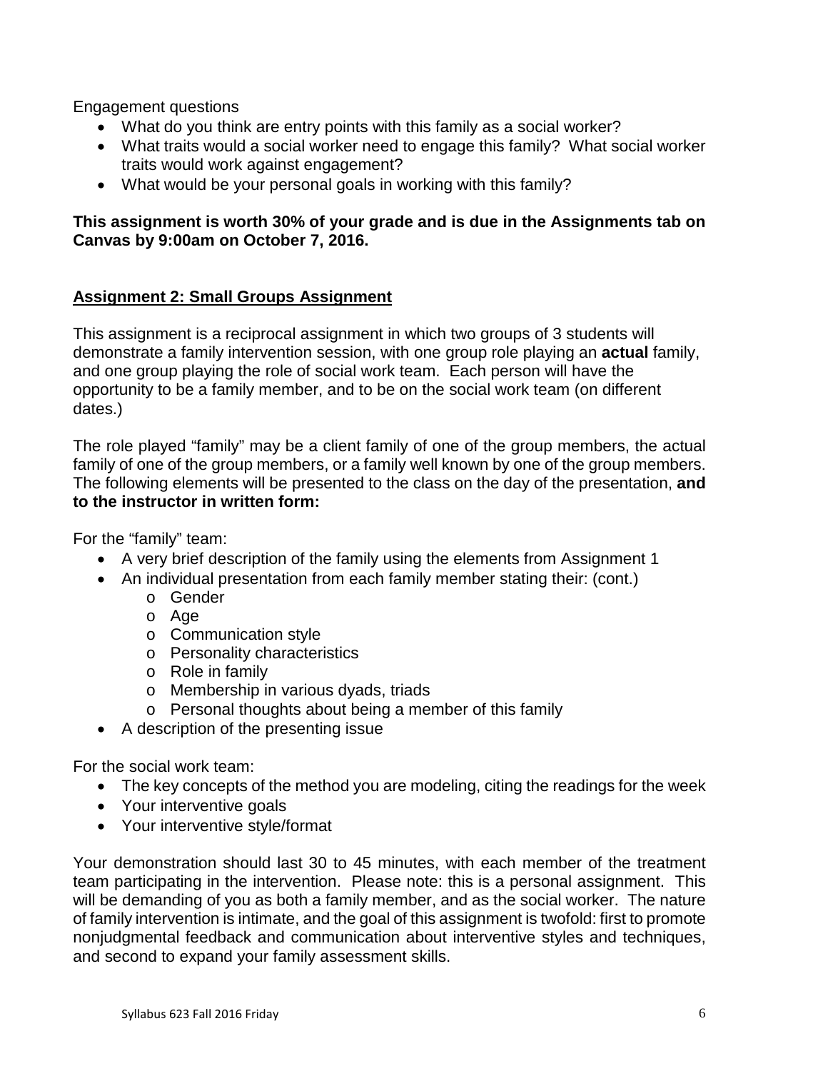Engagement questions

- What do you think are entry points with this family as a social worker?
- What traits would a social worker need to engage this family? What social worker traits would work against engagement?
- What would be your personal goals in working with this family?

**This assignment is worth 30% of your grade and is due in the Assignments tab on Canvas by 9:00am on October 7, 2016.**

## Assignment 2: Small Groups Assignment

This assignment is a reciprocal assignment in which two groups of 3 students will demonstrate a family intervention session, with one group role playing an **actual** family, and one group playing the role of social work team. Each person will have the opportunity to be a family member, and to be on the social work team (on different dates.)

The role played "family" may be a client family of one of the group members, the actual family of one of the group members, or a family well known by one of the group members. The following elements will be presented to the class on the day of the presentation, **and to the instructor in written form:**

For the "family" team:

- A very brief description of the family using the elements from Assignment 1
- An individual presentation from each family member stating their: (cont.)
  - Gender
  - Age
  - Communication style
  - Personality characteristics
  - Role in family
  - Membership in various dyads, triads
  - Personal thoughts about being a member of this family
- A description of the presenting issue

For the social work team:

- The key concepts of the method you are modeling, citing the readings for the week
- Your interventive goals
- Your interventive style/format

Your demonstration should last 30 to 45 minutes, with each member of the treatment team participating in the intervention. Please note: this is a personal assignment. This will be demanding of you as both a family member, and as the social worker. The nature of family intervention is intimate, and the goal of this assignment is twofold: first to promote nonjudgmental feedback and communication about interventive styles and techniques, and second to expand your family assessment skills.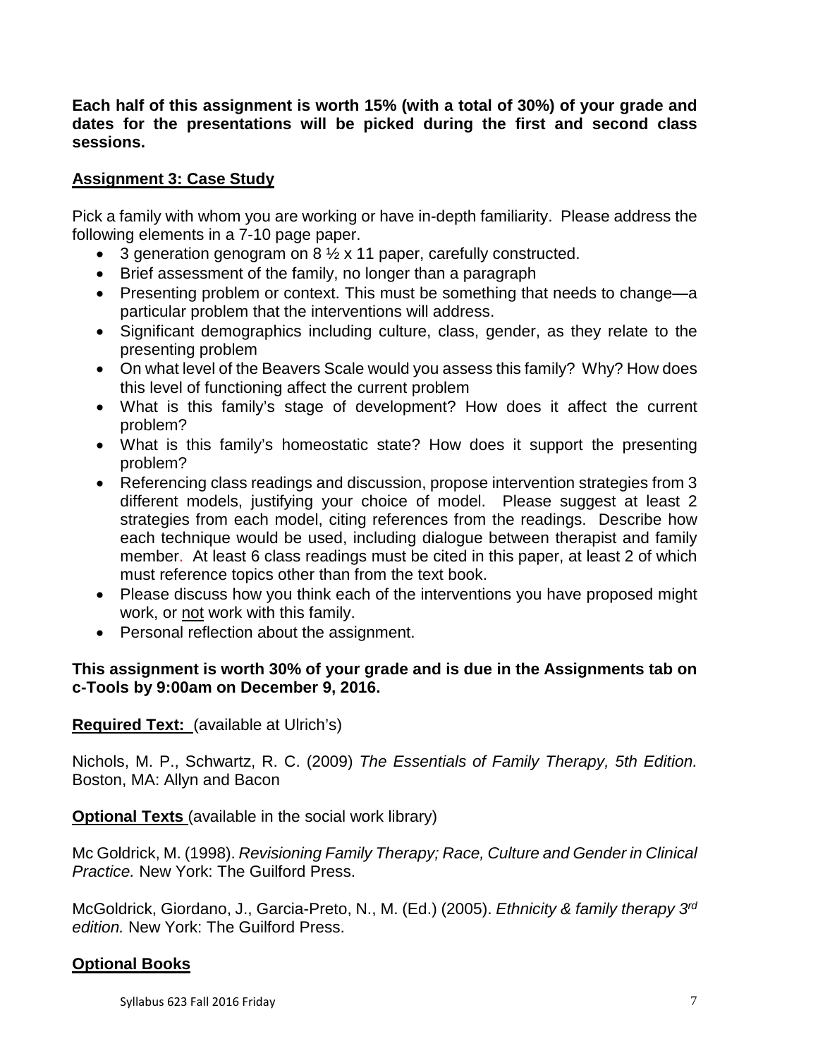**Each half of this assignment is worth 15% (with a total of 30%) of your grade and dates for the presentations will be picked during the first and second class sessions.**

**Assignment 3: Case Study**

Pick a family with whom you are working or have in-depth familiarity. Please address the following elements in a 7-10 page paper.

- 3 generation genogram on 8 ½ x 11 paper, carefully constructed.
- Brief assessment of the family, no longer than a paragraph
- Presenting problem or context. This must be something that needs to change—a particular problem that the interventions will address.
- Significant demographics including culture, class, gender, as they relate to the presenting problem
- On what level of the Beavers Scale would you assess this family? Why? How does this level of functioning affect the current problem
- What is this family's stage of development? How does it affect the current problem?
- What is this family's homeostatic state? How does it support the presenting problem?
- Referencing class readings and discussion, propose intervention strategies from 3 different models, justifying your choice of model. Please suggest at least 2 strategies from each model, citing references from the readings. Describe how each technique would be used, including dialogue between therapist and family member. At least 6 class readings must be cited in this paper, at least 2 of which must reference topics other than from the text book.
- Please discuss how you think each of the interventions you have proposed might work, or not work with this family.
- Personal reflection about the assignment.

**This assignment is worth 30% of your grade and is due in the Assignments tab on c-Tools by 9:00am on December 9, 2016.**

**Required Text:** (available at Ulrich's)

Nichols, M. P., Schwartz, R. C. (2009) *The Essentials of Family Therapy, 5th Edition.* Boston, MA: Allyn and Bacon

**Optional Texts** (available in the social work library)

Mc Goldrick, M. (1998). *Revisioning Family Therapy; Race, Culture and Gender in Clinical Practice.* New York: The Guilford Press.

McGoldrick, Giordano, J., Garcia-Preto, N., M. (Ed.) (2005). *Ethnicity & family therapy 3rd edition.* New York: The Guilford Press.

**Optional Books**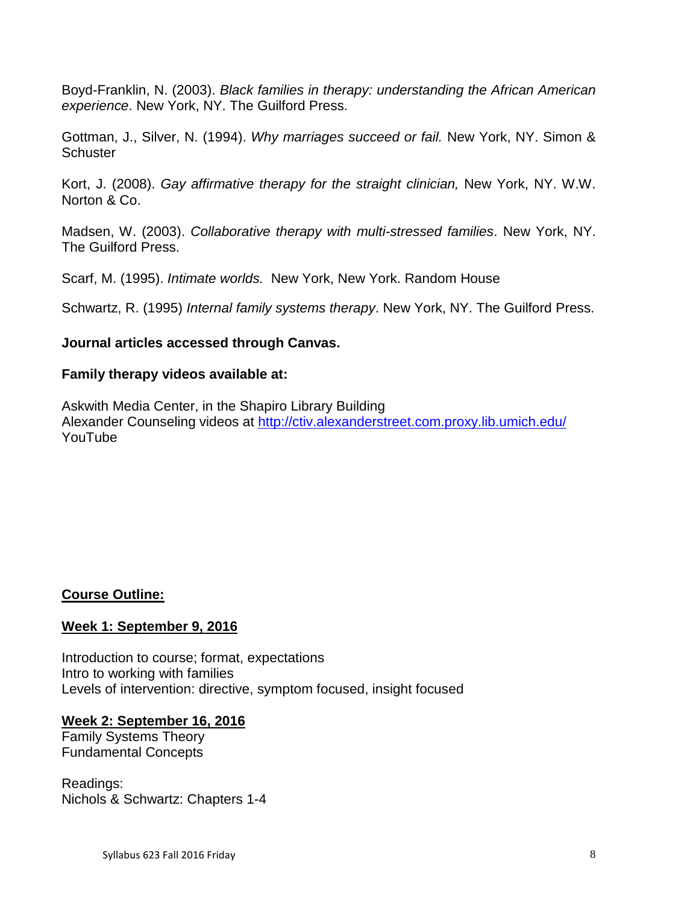Boyd-Franklin, N. (2003). *Black families in therapy: understanding the African American experience*. New York, NY. The Guilford Press.

Gottman, J., Silver, N. (1994). *Why marriages succeed or fail.* New York, NY. Simon & Schuster

Kort, J. (2008). *Gay affirmative therapy for the straight clinician,* New York, NY. W.W. Norton & Co.

Madsen, W. (2003). *Collaborative therapy with multi-stressed families*. New York, NY. The Guilford Press.

Scarf, M. (1995). *Intimate worlds.* New York, New York. Random House

Schwartz, R. (1995) *Internal family systems therapy*. New York, NY. The Guilford Press.

**Journal articles accessed through Canvas.**

**Family therapy videos available at:**

Askwith Media Center, in the Shapiro Library Building
Alexander Counseling videos at http://ctiv.alexanderstreet.com.proxy.lib.umich.edu/
YouTube

## Course Outline:

### Week 1: September 9, 2016

Introduction to course; format, expectations
Intro to working with families
Levels of intervention: directive, symptom focused, insight focused

### Week 2: September 16, 2016

Family Systems Theory
Fundamental Concepts

Readings:
Nichols & Schwartz: Chapters 1-4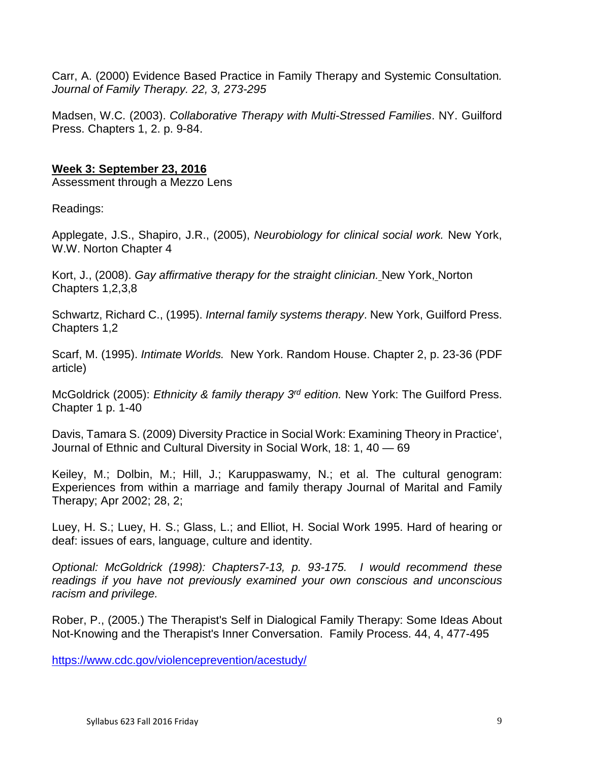Carr, A. (2000) Evidence Based Practice in Family Therapy and Systemic Consultation. *Journal of Family Therapy. 22, 3, 273-295*

Madsen, W.C. (2003). *Collaborative Therapy with Multi-Stressed Families*. NY. Guilford Press. Chapters 1, 2. p. 9-84.

**Week 3: September 23, 2016**
Assessment through a Mezzo Lens

Readings:

Applegate, J.S., Shapiro, J.R., (2005), *Neurobiology for clinical social work.* New York, W.W. Norton Chapter 4

Kort, J., (2008). *Gay affirmative therapy for the straight clinician.* New York, Norton Chapters 1,2,3,8

Schwartz, Richard C., (1995). *Internal family systems therapy*. New York, Guilford Press. Chapters 1,2

Scarf, M. (1995). *Intimate Worlds.* New York. Random House. Chapter 2, p. 23-36 (PDF article)

McGoldrick (2005): *Ethnicity & family therapy 3rd edition.* New York: The Guilford Press. Chapter 1 p. 1-40

Davis, Tamara S. (2009) Diversity Practice in Social Work: Examining Theory in Practice', Journal of Ethnic and Cultural Diversity in Social Work, 18: 1, 40 — 69

Keiley, M.; Dolbin, M.; Hill, J.; Karuppaswamy, N.; et al. The cultural genogram: Experiences from within a marriage and family therapy Journal of Marital and Family Therapy; Apr 2002; 28, 2;

Luey, H. S.; Luey, H. S.; Glass, L.; and Elliot, H. Social Work 1995. Hard of hearing or deaf: issues of ears, language, culture and identity.

*Optional: McGoldrick (1998): Chapters7-13, p. 93-175. I would recommend these readings if you have not previously examined your own conscious and unconscious racism and privilege.*

Rober, P., (2005.) The Therapist's Self in Dialogical Family Therapy: Some Ideas About Not-Knowing and the Therapist's Inner Conversation. Family Process. 44, 4, 477-495

https://www.cdc.gov/violenceprevention/acestudy/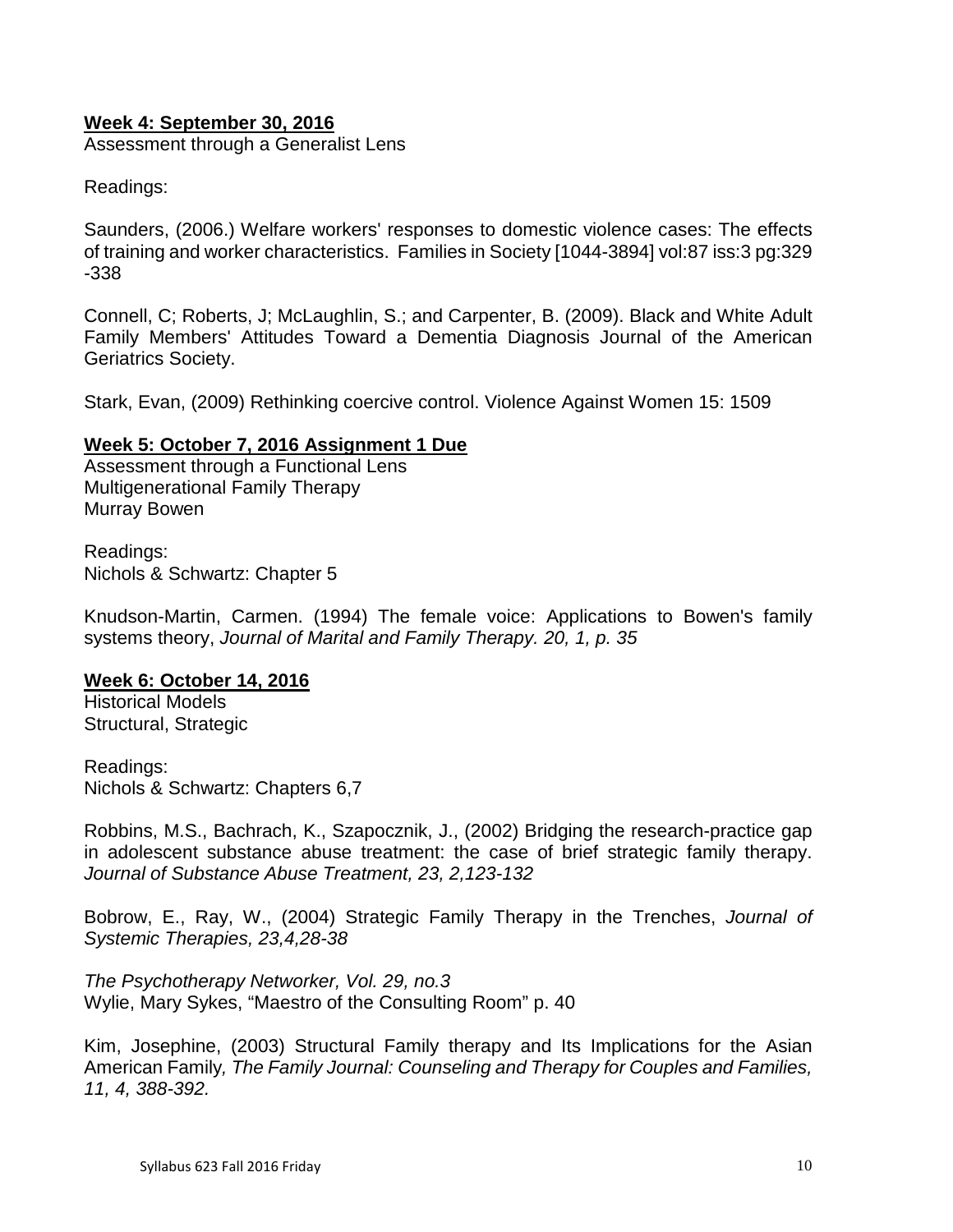**Week 4: September 30, 2016**

Assessment through a Generalist Lens

Readings:

Saunders, (2006.) Welfare workers' responses to domestic violence cases: The effects of training and worker characteristics. Families in Society [1044-3894] vol:87 iss:3 pg:329 -338

Connell, C; Roberts, J; McLaughlin, S.; and Carpenter, B. (2009). Black and White Adult Family Members' Attitudes Toward a Dementia Diagnosis Journal of the American Geriatrics Society.

Stark, Evan, (2009) Rethinking coercive control. Violence Against Women 15: 1509

**Week 5: October 7, 2016 Assignment 1 Due**

Assessment through a Functional Lens
Multigenerational Family Therapy
Murray Bowen

Readings:
Nichols & Schwartz: Chapter 5

Knudson-Martin, Carmen. (1994) The female voice: Applications to Bowen's family systems theory, *Journal of Marital and Family Therapy. 20, 1, p. 35*

**Week 6: October 14, 2016**

Historical Models
Structural, Strategic

Readings:
Nichols & Schwartz: Chapters 6,7

Robbins, M.S., Bachrach, K., Szapocznik, J., (2002) Bridging the research-practice gap in adolescent substance abuse treatment: the case of brief strategic family therapy. *Journal of Substance Abuse Treatment, 23, 2,123-132*

Bobrow, E., Ray, W., (2004) Strategic Family Therapy in the Trenches, *Journal of Systemic Therapies, 23,4,28-38*

*The Psychotherapy Networker, Vol. 29, no.3*
Wylie, Mary Sykes, "Maestro of the Consulting Room" p. 40

Kim, Josephine, (2003) Structural Family therapy and Its Implications for the Asian American Family*, The Family Journal: Counseling and Therapy for Couples and Families, 11, 4, 388-392.*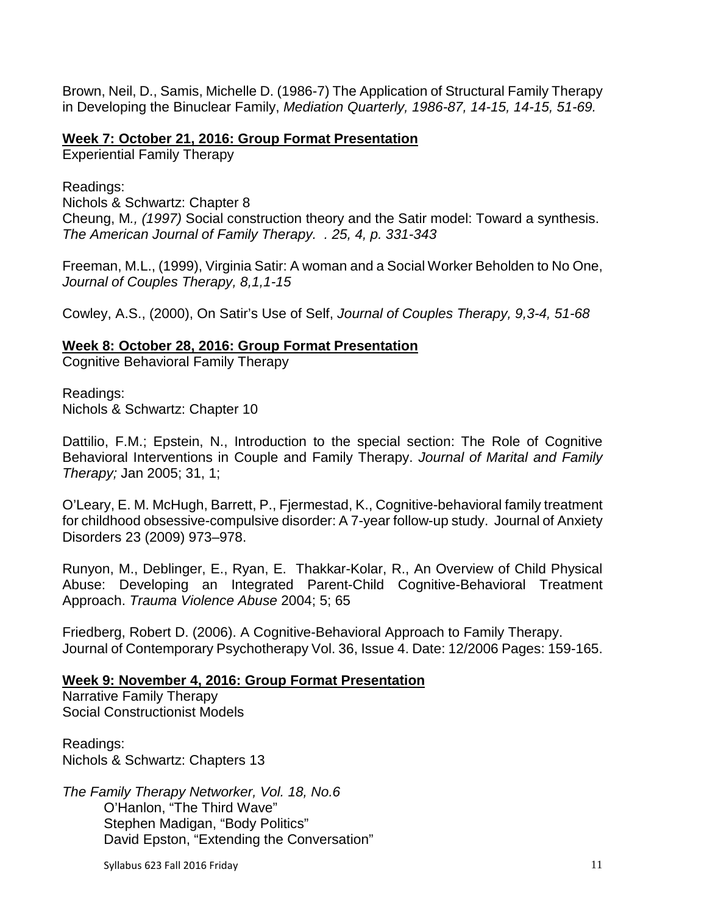Brown, Neil, D., Samis, Michelle D. (1986-7) The Application of Structural Family Therapy in Developing the Binuclear Family, *Mediation Quarterly, 1986-87, 14-15, 14-15, 51-69.*

**<u>Week 7: October 21, 2016: Group Format Presentation</u>**
Experiential Family Therapy

Readings:
Nichols & Schwartz: Chapter 8
Cheung, M*., (1997)* Social construction theory and the Satir model: Toward a synthesis. *The American Journal of Family Therapy. . 25, 4, p. 331-343*

Freeman, M.L., (1999), Virginia Satir: A woman and a Social Worker Beholden to No One, *Journal of Couples Therapy, 8,1,1-15*

Cowley, A.S., (2000), On Satir's Use of Self, *Journal of Couples Therapy, 9,3-4, 51-68*

**<u>Week 8: October 28, 2016: Group Format Presentation</u>**
Cognitive Behavioral Family Therapy

Readings:
Nichols & Schwartz: Chapter 10

Dattilio, F.M.; Epstein, N., Introduction to the special section: The Role of Cognitive Behavioral Interventions in Couple and Family Therapy. *Journal of Marital and Family Therapy;* Jan 2005; 31, 1;

O'Leary, E. M. McHugh, Barrett, P., Fjermestad, K., Cognitive-behavioral family treatment for childhood obsessive-compulsive disorder: A 7-year follow-up study. Journal of Anxiety Disorders 23 (2009) 973–978.

Runyon, M., Deblinger, E., Ryan, E. Thakkar-Kolar, R., An Overview of Child Physical Abuse: Developing an Integrated Parent-Child Cognitive-Behavioral Treatment Approach. *Trauma Violence Abuse* 2004; 5; 65

Friedberg, Robert D. (2006). A Cognitive-Behavioral Approach to Family Therapy. Journal of Contemporary Psychotherapy Vol. 36, Issue 4. Date: 12/2006 Pages: 159-165.

**<u>Week 9: November 4, 2016: Group Format Presentation</u>**
Narrative Family Therapy
Social Constructionist Models

Readings:
Nichols & Schwartz: Chapters 13

*The Family Therapy Networker, Vol. 18, No.6*
O'Hanlon, "The Third Wave"
Stephen Madigan, "Body Politics"
David Epston, "Extending the Conversation"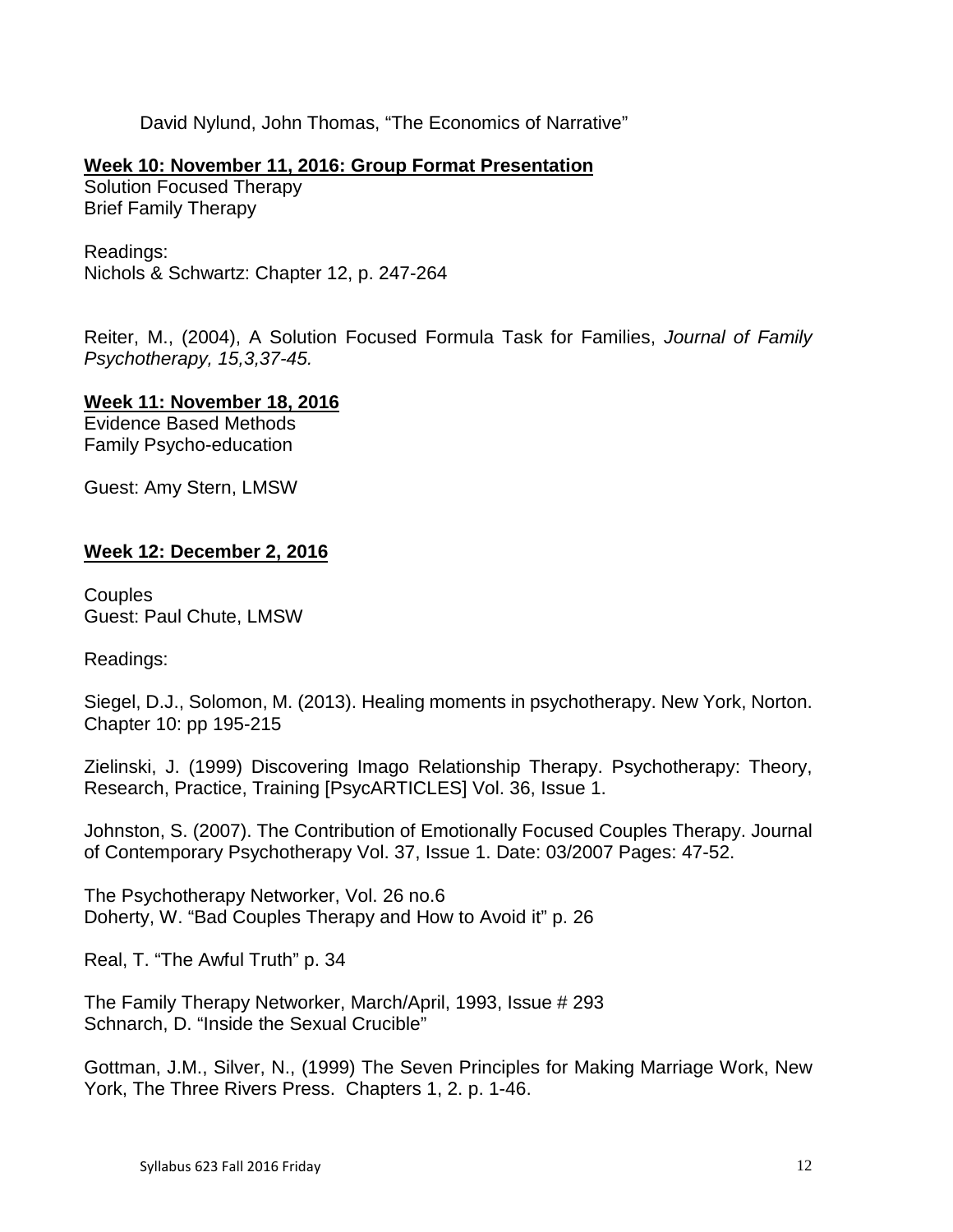David Nylund, John Thomas, “The Economics of Narrative”

**Week 10: November 11, 2016: Group Format Presentation**

Solution Focused Therapy
Brief Family Therapy

Readings:
Nichols & Schwartz: Chapter 12, p. 247-264

Reiter, M., (2004), A Solution Focused Formula Task for Families, *Journal of Family Psychotherapy, 15,3,37-45.*

**Week 11: November 18, 2016**

Evidence Based Methods
Family Psycho-education

Guest: Amy Stern, LMSW

**Week 12: December 2, 2016**

Couples
Guest: Paul Chute, LMSW

Readings:

Siegel, D.J., Solomon, M. (2013). Healing moments in psychotherapy. New York, Norton. Chapter 10: pp 195-215

Zielinski, J. (1999) Discovering Imago Relationship Therapy. Psychotherapy: Theory, Research, Practice, Training [PsycARTICLES] Vol. 36, Issue 1.

Johnston, S. (2007). The Contribution of Emotionally Focused Couples Therapy. Journal of Contemporary Psychotherapy Vol. 37, Issue 1. Date: 03/2007 Pages: 47-52.

The Psychotherapy Networker, Vol. 26 no.6
Doherty, W. “Bad Couples Therapy and How to Avoid it” p. 26

Real, T. “The Awful Truth” p. 34

The Family Therapy Networker, March/April, 1993, Issue # 293
Schnarch, D. “Inside the Sexual Crucible”

Gottman, J.M., Silver, N., (1999) The Seven Principles for Making Marriage Work, New York, The Three Rivers Press. Chapters 1, 2. p. 1-46.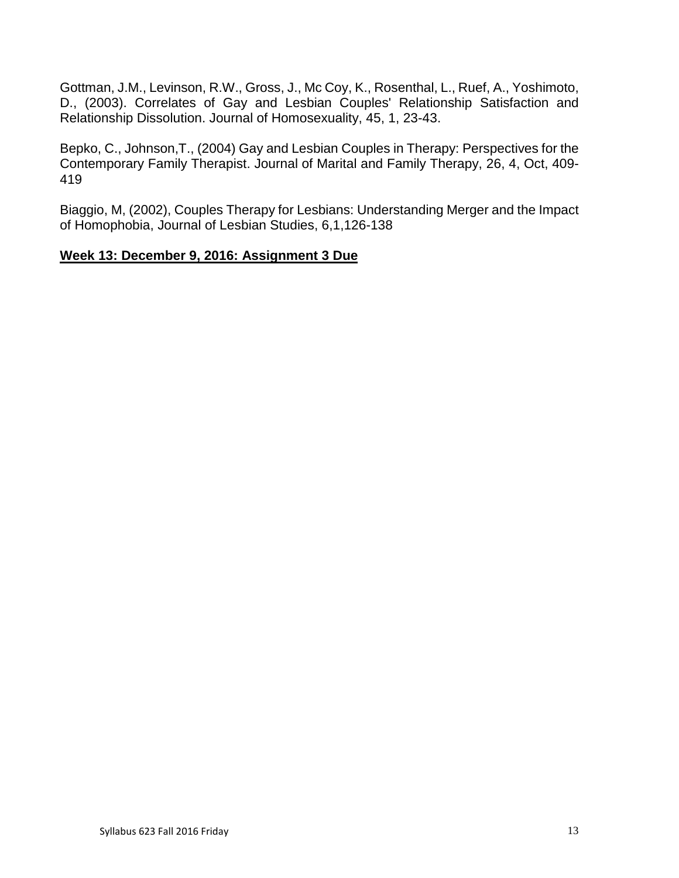Gottman, J.M., Levinson, R.W., Gross, J., Mc Coy, K., Rosenthal, L., Ruef, A., Yoshimoto, D., (2003). Correlates of Gay and Lesbian Couples' Relationship Satisfaction and Relationship Dissolution. Journal of Homosexuality, 45, 1, 23-43.

Bepko, C., Johnson,T., (2004) Gay and Lesbian Couples in Therapy: Perspectives for the Contemporary Family Therapist. Journal of Marital and Family Therapy, 26, 4, Oct, 409-419

Biaggio, M, (2002), Couples Therapy for Lesbians: Understanding Merger and the Impact of Homophobia, Journal of Lesbian Studies, 6,1,126-138

**Week 13: December 9, 2016: Assignment 3 Due**